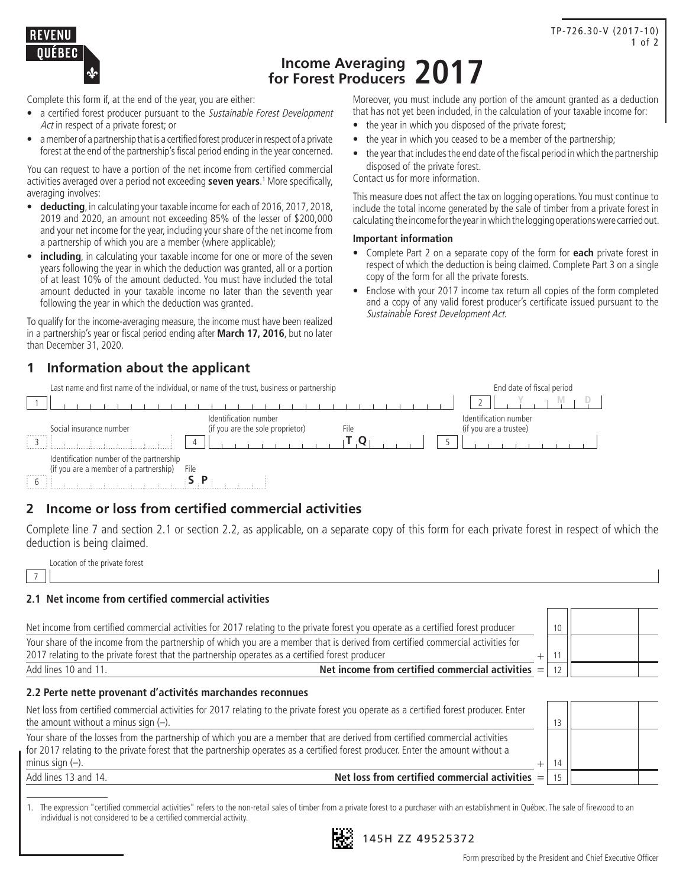REVENU QUÉBEC

TP-726.30-V (2017-10)

# Income Averaging for Forest Producers 2017

Complete this form if, at the end of the year, you are either:

- a certified forest producer pursuant to the *Sustainable Forest Development Act* in respect of a private forest; or
- a member of a partnership that is a certified forest producer in respect of a private forest at the end of the partnership's fiscal period ending in the year concerned.

You can request to have a portion of the net income from certified commercial activities averaged over a period not exceeding **seven years**.[1] More specifically, averaging involves:

- **deducting**, in calculating your taxable income for each of 2016, 2017, 2018, 2019 and 2020, an amount not exceeding 85% of the lesser of $200,000 and your net income for the year, including your share of the net income from a partnership of which you are a member (where applicable);
- **including**, in calculating your taxable income for one or more of the seven years following the year in which the deduction was granted, all or a portion of at least 10% of the amount deducted. You must have included the total amount deducted in your taxable income no later than the seventh year following the year in which the deduction was granted.

To qualify for the income-averaging measure, the income must have been realized in a partnership's year or fiscal period ending after **March 17, 2016**, but no later than December 31, 2020.

Moreover, you must include any portion of the amount granted as a deduction that has not yet been included, in the calculation of your taxable income for:

- the year in which you disposed of the private forest;
- the year in which you ceased to be a member of the partnership;
- the year that includes the end date of the fiscal period in which the partnership disposed of the private forest.

Contact us for more information.

This measure does not affect the tax on logging operations. You must continue to include the total income generated by the sale of timber from a private forest in calculating the income for the year in which the logging operations were carried out.

**Important information**

- Complete Part 2 on a separate copy of the form for **each** private forest in respect of which the deduction is being claimed. Complete Part 3 on a single copy of the form for all the private forests.
- Enclose with your 2017 income tax return all copies of the form completed and a copy of any valid forest producer's certificate issued pursuant to the *Sustainable Forest Development Act*.

## 1 Information about the applicant

| | |
|---|---|
| 1 Last name and first name of the individual, or name of the trust, business or partnership | 2 End date of fiscal period (Y M D) |
| 3 Social insurance number | 4 Identification number (if you are the sole proprietor) File TQ |
| 5 Identification number (if you are a trustee) | |
| 6 Identification number of the partnership (if you are a member of a partnership) File SP | |

## 2 Income or loss from certified commercial activities

Complete line 7 and section 2.1 or section 2.2, as applicable, on a separate copy of this form for each private forest in respect of which the deduction is being claimed.

7 Location of the private forest

### 2.1 Net income from certified commercial activities

| | | Line | Amount |
|---|---|---|---|
| Net income from certified commercial activities for 2017 relating to the private forest you operate as a certified forest producer | | 10 | |
| Your share of the income from the partnership of which you are a member that is derived from certified commercial activities for 2017 relating to the private forest that the partnership operates as a certified forest producer | + | 11 | |
| Add lines 10 and 11. **Net income from certified commercial activities** | = | 12 | |

### 2.2 Perte nette provenant d'activités marchandes reconnues

| | | Line | Amount |
|---|---|---|---|
| Net loss from certified commercial activities for 2017 relating to the private forest you operate as a certified forest producer. Enter the amount without a minus sign (–). | | 13 | |
| Your share of the losses from the partnership of which you are a member that are derived from certified commercial activities for 2017 relating to the private forest that the partnership operates as a certified forest producer. Enter the amount without a minus sign (–). | + | 14 | |
| Add lines 13 and 14. **Net loss from certified commercial activities** | = | 15 | |

1. The expression "certified commercial activities" refers to the non-retail sales of timber from a private forest to a purchaser with an establishment in Québec. The sale of firewood to an individual is not considered to be a certified commercial activity.

145H ZZ 49525372

Form prescribed by the President and Chief Executive Officer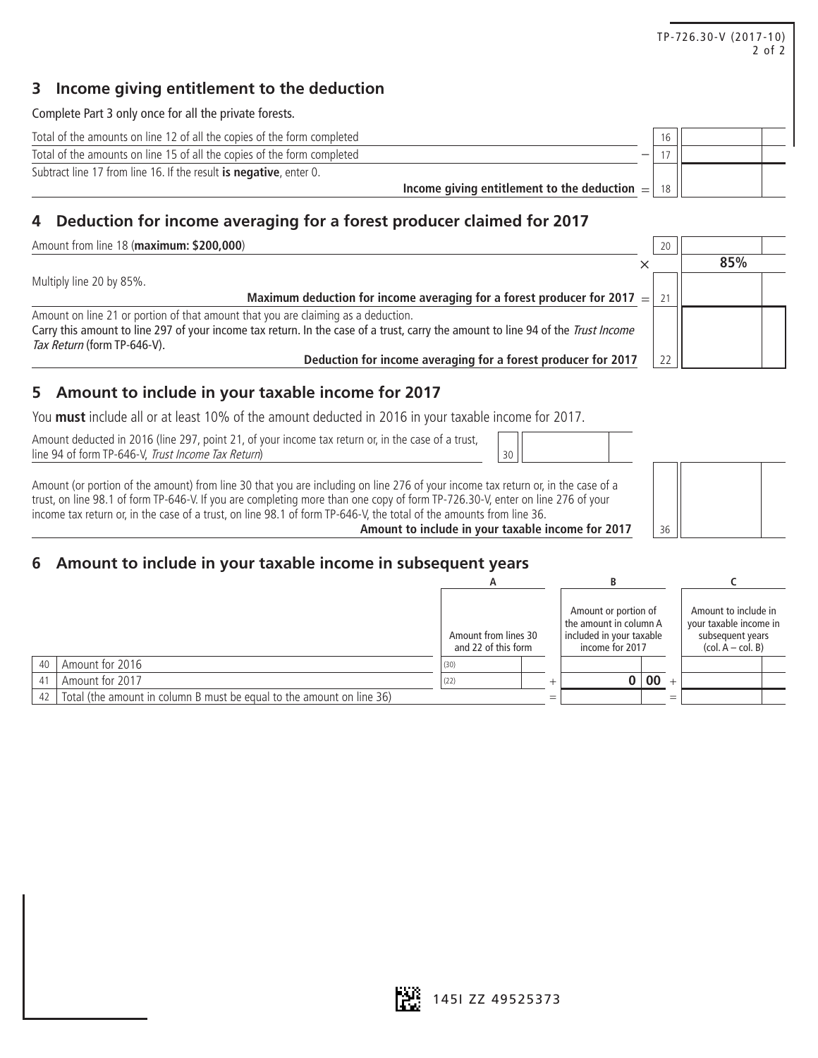## 3 Income giving entitlement to the deduction

Complete Part 3 only once for all the private forests.

| | | | |
|---|---|---|---|
| Total of the amounts on line 12 of all the copies of the form completed | | 16 | |
| Total of the amounts on line 15 of all the copies of the form completed | − | 17 | |
| Subtract line 17 from line 16. If the result **is negative**, enter 0. **Income giving entitlement to the deduction** | = | 18 | |

## 4 Deduction for income averaging for a forest producer claimed for 2017

| | | | |
|---|---|---|---|
| Amount from line 18 (**maximum: $200,000**) | | 20 | |
| | × | | **85%** |
| Multiply line 20 by 85%. **Maximum deduction for income averaging for a forest producer for 2017** | = | 21 | |
| Amount on line 21 or portion of that amount that you are claiming as a deduction. Carry this amount to line 297 of your income tax return. In the case of a trust, carry the amount to line 94 of the *Trust Income Tax Return* (form TP-646-V). **Deduction for income averaging for a forest producer for 2017** | | 22 | |

## 5 Amount to include in your taxable income for 2017

You **must** include all or at least 10% of the amount deducted in 2016 in your taxable income for 2017.

| | | |
|---|---|---|
| Amount deducted in 2016 (line 297, point 21, of your income tax return or, in the case of a trust, line 94 of form TP-646-V, *Trust Income Tax Return*) | 30 | |
| Amount (or portion of the amount) from line 30 that you are including on line 276 of your income tax return or, in the case of a trust, on line 98.1 of form TP-646-V. If you are completing more than one copy of form TP-726.30-V, enter on line 276 of your income tax return or, in the case of a trust, on line 98.1 of form TP-646-V, the total of the amounts from line 36. **Amount to include in your taxable income for 2017** | 36 | |

## 6 Amount to include in your taxable income in subsequent years

| | | A | | B | | C |
|---|---|---|---|---|---|---|
| | | Amount from lines 30 and 22 of this form | | Amount or portion of the amount in column A included in your taxable income for 2017 | | Amount to include in your taxable income in subsequent years (col. A – col. B) |
| 40 | Amount for 2016 | (30) | | | | |
| 41 | Amount for 2017 | (22) | + | 0 00 | + | |
| 42 | Total (the amount in column B must be equal to the amount on line 36) | | = | | = | |

145I ZZ 49525373